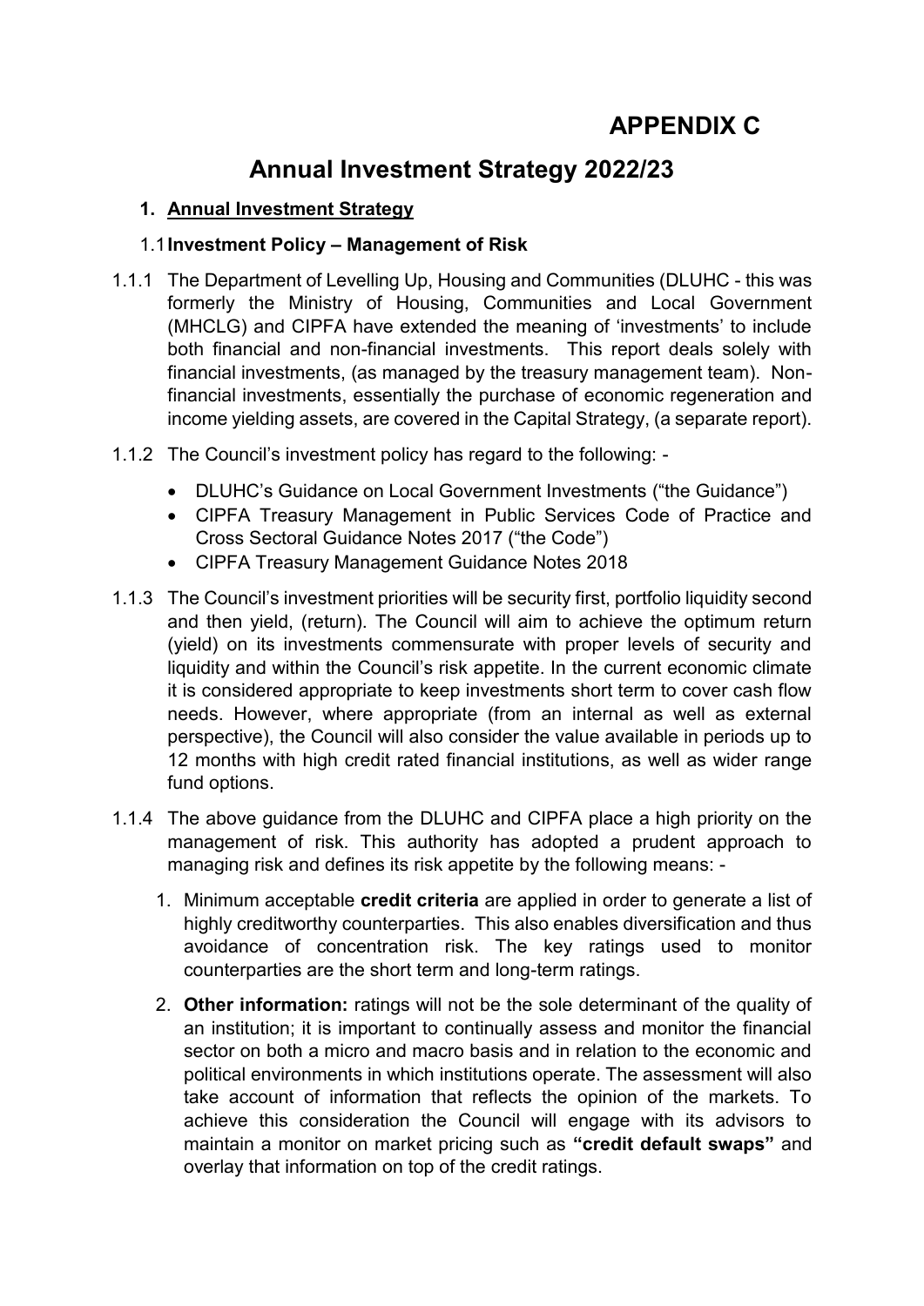# APPENDIX C

# Annual Investment Strategy 2022/23

## 1. Annual Investment Strategy

### 1.1 Investment Policy – Management of Risk

1.1.1 The Department of Levelling Up, Housing and Communities (DLUHC - this was formerly the Ministry of Housing, Communities and Local Government (MHCLG) and CIPFA have extended the meaning of 'investments' to include both financial and non-financial investments. This report deals solely with financial investments, (as managed by the treasury management team). Non-financial investments, essentially the purchase of economic regeneration and income yielding assets, are covered in the Capital Strategy, (a separate report).

1.1.2 The Council's investment policy has regard to the following: -

- DLUHC's Guidance on Local Government Investments ("the Guidance")
- CIPFA Treasury Management in Public Services Code of Practice and Cross Sectoral Guidance Notes 2017 ("the Code")
- CIPFA Treasury Management Guidance Notes 2018

1.1.3 The Council's investment priorities will be security first, portfolio liquidity second and then yield, (return). The Council will aim to achieve the optimum return (yield) on its investments commensurate with proper levels of security and liquidity and within the Council's risk appetite. In the current economic climate it is considered appropriate to keep investments short term to cover cash flow needs. However, where appropriate (from an internal as well as external perspective), the Council will also consider the value available in periods up to 12 months with high credit rated financial institutions, as well as wider range fund options.

1.1.4 The above guidance from the DLUHC and CIPFA place a high priority on the management of risk. This authority has adopted a prudent approach to managing risk and defines its risk appetite by the following means: -

1. Minimum acceptable **credit criteria** are applied in order to generate a list of highly creditworthy counterparties. This also enables diversification and thus avoidance of concentration risk. The key ratings used to monitor counterparties are the short term and long-term ratings.
2. **Other information:** ratings will not be the sole determinant of the quality of an institution; it is important to continually assess and monitor the financial sector on both a micro and macro basis and in relation to the economic and political environments in which institutions operate. The assessment will also take account of information that reflects the opinion of the markets. To achieve this consideration the Council will engage with its advisors to maintain a monitor on market pricing such as **"credit default swaps"** and overlay that information on top of the credit ratings.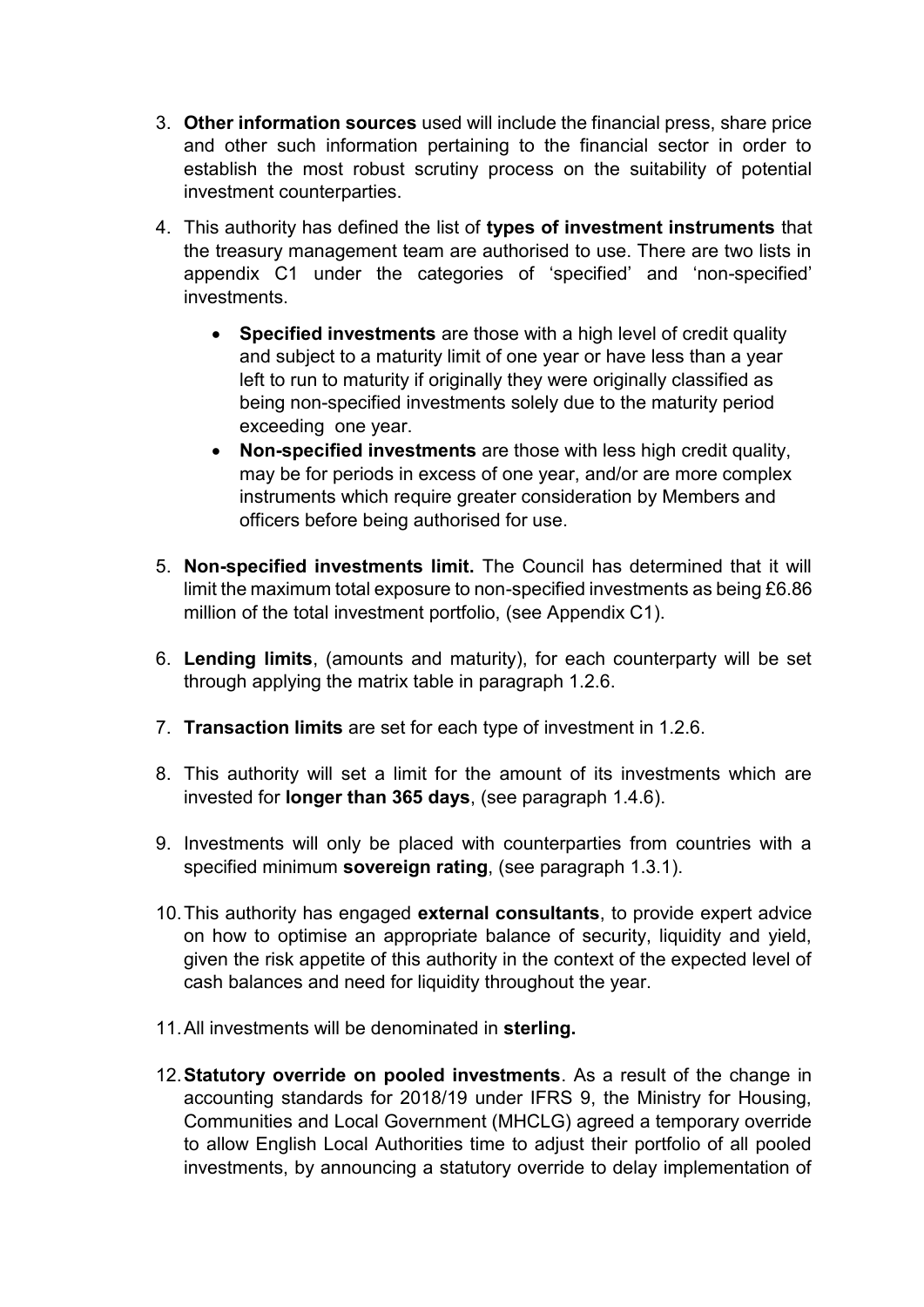3. **Other information sources** used will include the financial press, share price and other such information pertaining to the financial sector in order to establish the most robust scrutiny process on the suitability of potential investment counterparties.

4. This authority has defined the list of **types of investment instruments** that the treasury management team are authorised to use. There are two lists in appendix C1 under the categories of 'specified' and 'non-specified' investments.

   - **Specified investments** are those with a high level of credit quality and subject to a maturity limit of one year or have less than a year left to run to maturity if originally they were originally classified as being non-specified investments solely due to the maturity period exceeding one year.
   - **Non-specified investments** are those with less high credit quality, may be for periods in excess of one year, and/or are more complex instruments which require greater consideration by Members and officers before being authorised for use.

5. **Non-specified investments limit.** The Council has determined that it will limit the maximum total exposure to non-specified investments as being £6.86 million of the total investment portfolio, (see Appendix C1).

6. **Lending limits**, (amounts and maturity), for each counterparty will be set through applying the matrix table in paragraph 1.2.6.

7. **Transaction limits** are set for each type of investment in 1.2.6.

8. This authority will set a limit for the amount of its investments which are invested for **longer than 365 days**, (see paragraph 1.4.6).

9. Investments will only be placed with counterparties from countries with a specified minimum **sovereign rating**, (see paragraph 1.3.1).

10. This authority has engaged **external consultants**, to provide expert advice on how to optimise an appropriate balance of security, liquidity and yield, given the risk appetite of this authority in the context of the expected level of cash balances and need for liquidity throughout the year.

11. All investments will be denominated in **sterling.**

12. **Statutory override on pooled investments**. As a result of the change in accounting standards for 2018/19 under IFRS 9, the Ministry for Housing, Communities and Local Government (MHCLG) agreed a temporary override to allow English Local Authorities time to adjust their portfolio of all pooled investments, by announcing a statutory override to delay implementation of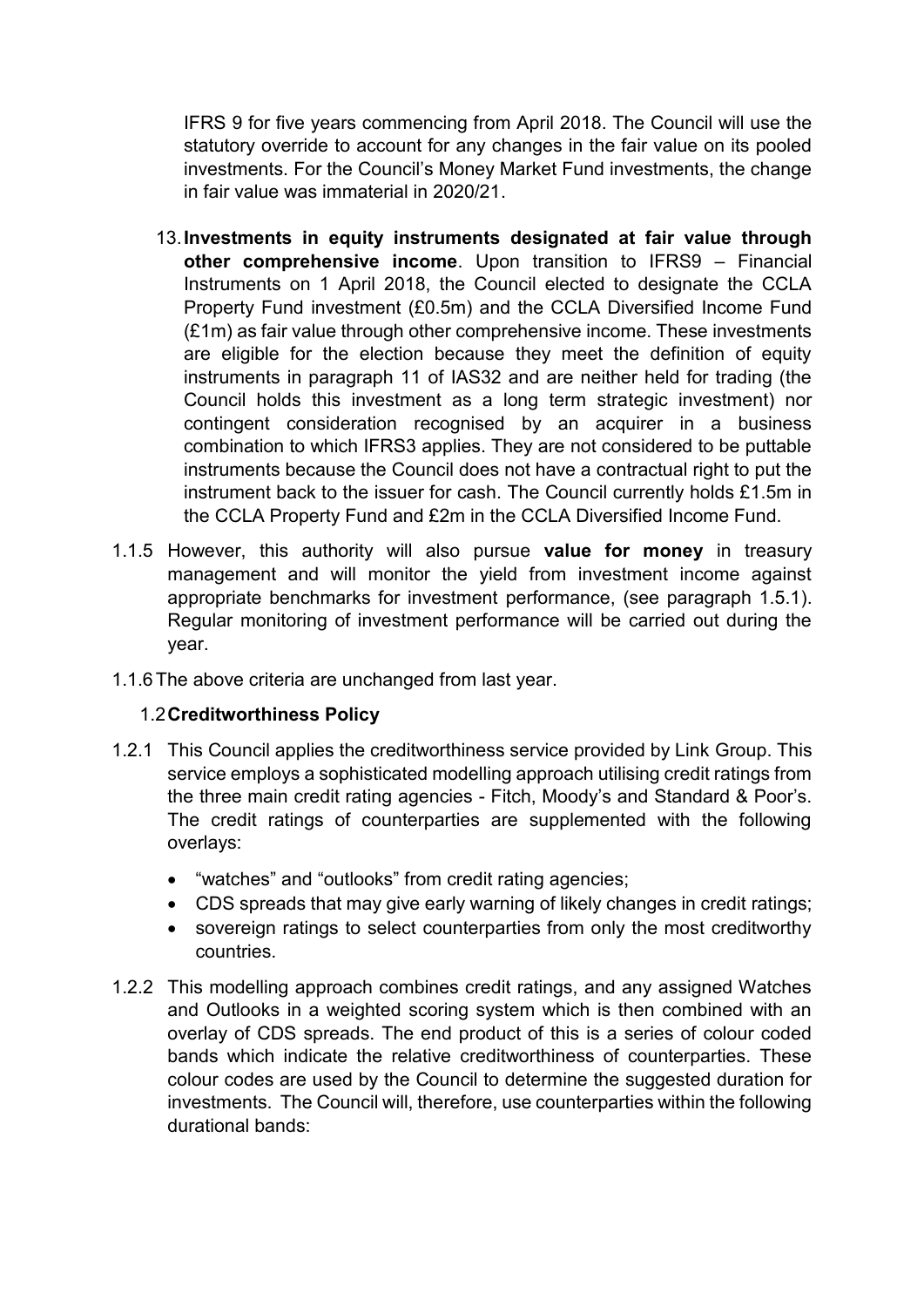IFRS 9 for five years commencing from April 2018. The Council will use the statutory override to account for any changes in the fair value on its pooled investments. For the Council's Money Market Fund investments, the change in fair value was immaterial in 2020/21.

13. **Investments in equity instruments designated at fair value through other comprehensive income**. Upon transition to IFRS9 – Financial Instruments on 1 April 2018, the Council elected to designate the CCLA Property Fund investment (£0.5m) and the CCLA Diversified Income Fund (£1m) as fair value through other comprehensive income. These investments are eligible for the election because they meet the definition of equity instruments in paragraph 11 of IAS32 and are neither held for trading (the Council holds this investment as a long term strategic investment) nor contingent consideration recognised by an acquirer in a business combination to which IFRS3 applies. They are not considered to be puttable instruments because the Council does not have a contractual right to put the instrument back to the issuer for cash. The Council currently holds £1.5m in the CCLA Property Fund and £2m in the CCLA Diversified Income Fund.

1.1.5 However, this authority will also pursue **value for money** in treasury management and will monitor the yield from investment income against appropriate benchmarks for investment performance, (see paragraph 1.5.1). Regular monitoring of investment performance will be carried out during the year.

1.1.6 The above criteria are unchanged from last year.

### 1.2 Creditworthiness Policy

1.2.1 This Council applies the creditworthiness service provided by Link Group. This service employs a sophisticated modelling approach utilising credit ratings from the three main credit rating agencies - Fitch, Moody's and Standard & Poor's. The credit ratings of counterparties are supplemented with the following overlays:

- "watches" and "outlooks" from credit rating agencies;
- CDS spreads that may give early warning of likely changes in credit ratings;
- sovereign ratings to select counterparties from only the most creditworthy countries.

1.2.2 This modelling approach combines credit ratings, and any assigned Watches and Outlooks in a weighted scoring system which is then combined with an overlay of CDS spreads. The end product of this is a series of colour coded bands which indicate the relative creditworthiness of counterparties. These colour codes are used by the Council to determine the suggested duration for investments. The Council will, therefore, use counterparties within the following durational bands: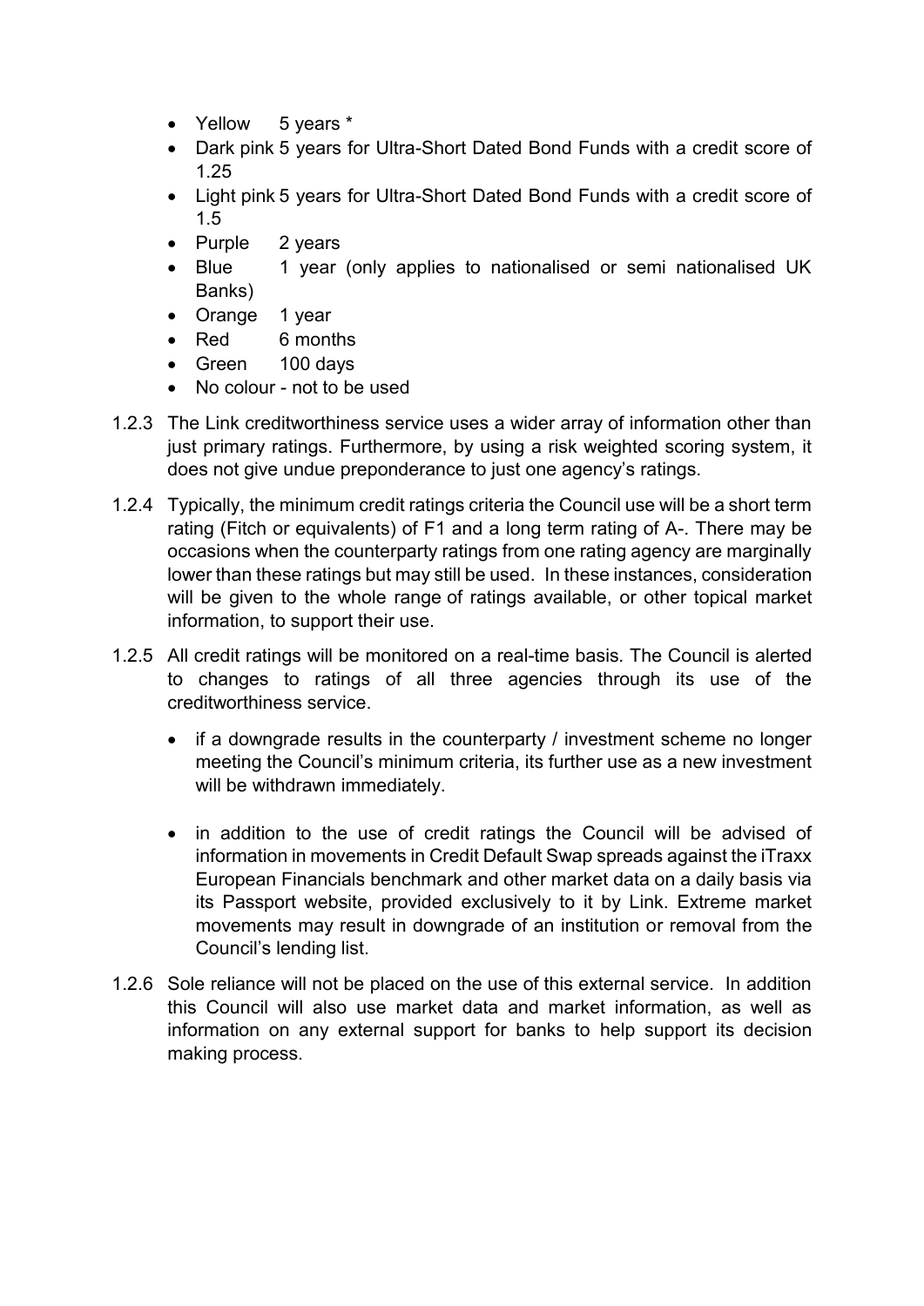- Yellow 5 years *
- Dark pink 5 years for Ultra-Short Dated Bond Funds with a credit score of 1.25
- Light pink 5 years for Ultra-Short Dated Bond Funds with a credit score of 1.5
- Purple 2 years
- Blue 1 year (only applies to nationalised or semi nationalised UK Banks)
- Orange 1 year
- Red 6 months
- Green 100 days
- No colour - not to be used

1.2.3 The Link creditworthiness service uses a wider array of information other than just primary ratings. Furthermore, by using a risk weighted scoring system, it does not give undue preponderance to just one agency's ratings.

1.2.4 Typically, the minimum credit ratings criteria the Council use will be a short term rating (Fitch or equivalents) of F1 and a long term rating of A-. There may be occasions when the counterparty ratings from one rating agency are marginally lower than these ratings but may still be used. In these instances, consideration will be given to the whole range of ratings available, or other topical market information, to support their use.

1.2.5 All credit ratings will be monitored on a real-time basis. The Council is alerted to changes to ratings of all three agencies through its use of the creditworthiness service.

- if a downgrade results in the counterparty / investment scheme no longer meeting the Council's minimum criteria, its further use as a new investment will be withdrawn immediately.

- in addition to the use of credit ratings the Council will be advised of information in movements in Credit Default Swap spreads against the iTraxx European Financials benchmark and other market data on a daily basis via its Passport website, provided exclusively to it by Link. Extreme market movements may result in downgrade of an institution or removal from the Council's lending list.

1.2.6 Sole reliance will not be placed on the use of this external service. In addition this Council will also use market data and market information, as well as information on any external support for banks to help support its decision making process.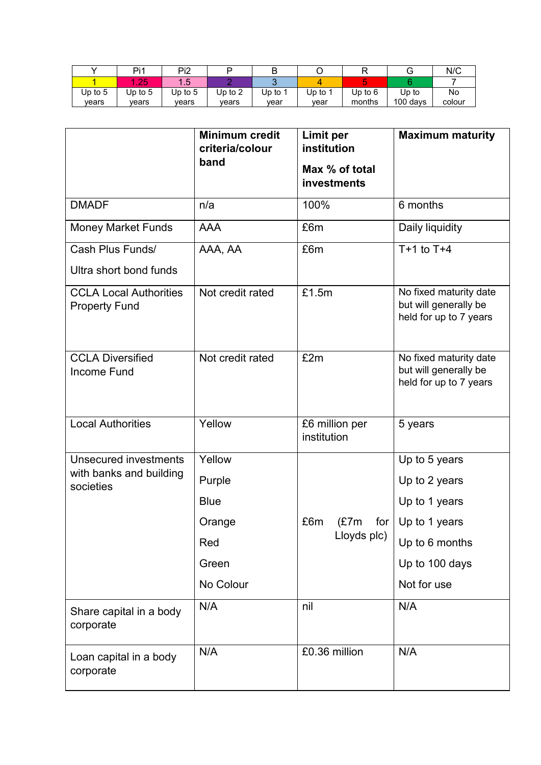| Y | Pi1 | Pi2 | P | B | O | R | G | N/C |
|---|---|---|---|---|---|---|---|---|
| 1 | 1.25 | 1.5 | 2 | 3 | 4 | 5 | 6 | 7 |
| Up to 5 years | Up to 5 years | Up to 5 years | Up to 2 years | Up to 1 year | Up to 1 year | Up to 6 months | Up to 100 days | No colour |

| | Minimum credit criteria/colour band | Limit per institution<br><br>Max % of total investments | Maximum maturity |
|---|---|---|---|
| DMADF | n/a | 100% | 6 months |
| Money Market Funds | AAA | £6m | Daily liquidity |
| Cash Plus Funds/<br><br>Ultra short bond funds | AAA, AA | £6m | T+1 to T+4 |
| CCLA Local Authorities Property Fund | Not credit rated | £1.5m | No fixed maturity date but will generally be held for up to 7 years |
| CCLA Diversified Income Fund | Not credit rated | £2m | No fixed maturity date but will generally be held for up to 7 years |
| Local Authorities | Yellow | £6 million per institution | 5 years |
| Unsecured investments with banks and building societies | Yellow<br>Purple<br>Blue<br>Orange<br>Red<br>Green<br>No Colour | £6m (£7m for Lloyds plc) | Up to 5 years<br>Up to 2 years<br>Up to 1 years<br>Up to 1 years<br>Up to 6 months<br>Up to 100 days<br>Not for use |
| Share capital in a body corporate | N/A | nil | N/A |
| Loan capital in a body corporate | N/A | £0.36 million | N/A |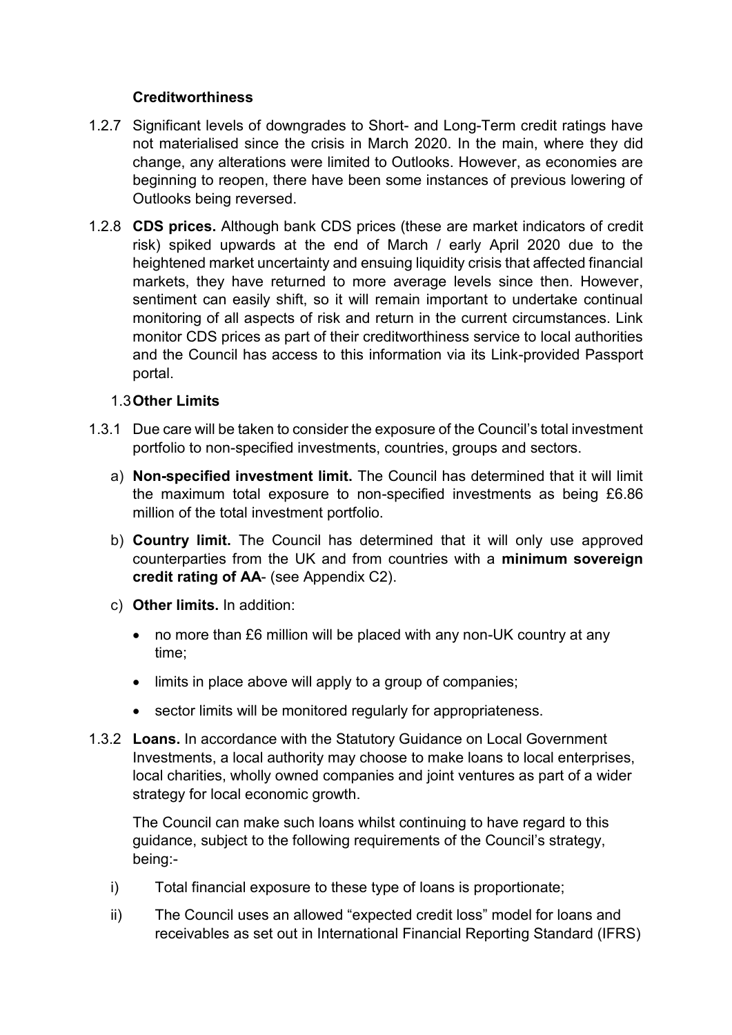### Creditworthiness

1.2.7 Significant levels of downgrades to Short- and Long-Term credit ratings have not materialised since the crisis in March 2020. In the main, where they did change, any alterations were limited to Outlooks. However, as economies are beginning to reopen, there have been some instances of previous lowering of Outlooks being reversed.

1.2.8 **CDS prices.** Although bank CDS prices (these are market indicators of credit risk) spiked upwards at the end of March / early April 2020 due to the heightened market uncertainty and ensuing liquidity crisis that affected financial markets, they have returned to more average levels since then. However, sentiment can easily shift, so it will remain important to undertake continual monitoring of all aspects of risk and return in the current circumstances. Link monitor CDS prices as part of their creditworthiness service to local authorities and the Council has access to this information via its Link-provided Passport portal.

## 1.3 Other Limits

1.3.1 Due care will be taken to consider the exposure of the Council's total investment portfolio to non-specified investments, countries, groups and sectors.

a) **Non-specified investment limit.** The Council has determined that it will limit the maximum total exposure to non-specified investments as being £6.86 million of the total investment portfolio.

b) **Country limit.** The Council has determined that it will only use approved counterparties from the UK and from countries with a **minimum sovereign credit rating of AA**- (see Appendix C2).

c) **Other limits.** In addition:

- no more than £6 million will be placed with any non-UK country at any time;
- limits in place above will apply to a group of companies;
- sector limits will be monitored regularly for appropriateness.

1.3.2 **Loans.** In accordance with the Statutory Guidance on Local Government Investments, a local authority may choose to make loans to local enterprises, local charities, wholly owned companies and joint ventures as part of a wider strategy for local economic growth.

The Council can make such loans whilst continuing to have regard to this guidance, subject to the following requirements of the Council's strategy, being:-

i) Total financial exposure to these type of loans is proportionate;

ii) The Council uses an allowed "expected credit loss" model for loans and receivables as set out in International Financial Reporting Standard (IFRS)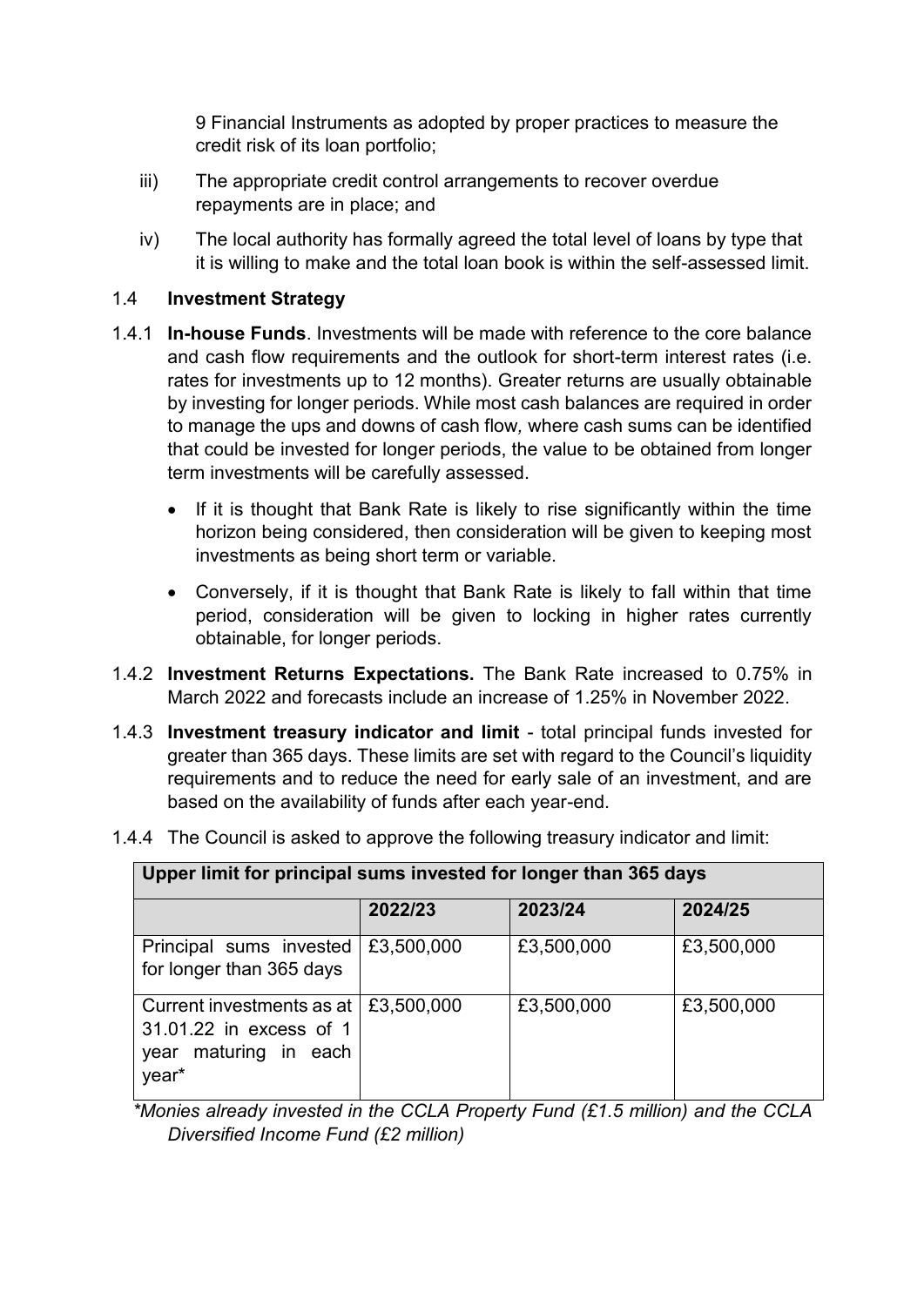9 Financial Instruments as adopted by proper practices to measure the credit risk of its loan portfolio;

iii) The appropriate credit control arrangements to recover overdue repayments are in place; and

iv) The local authority has formally agreed the total level of loans by type that it is willing to make and the total loan book is within the self-assessed limit.

### 1.4 Investment Strategy

1.4.1 **In-house Funds**. Investments will be made with reference to the core balance and cash flow requirements and the outlook for short-term interest rates (i.e. rates for investments up to 12 months). Greater returns are usually obtainable by investing for longer periods. While most cash balances are required in order to manage the ups and downs of cash flow*,* where cash sums can be identified that could be invested for longer periods, the value to be obtained from longer term investments will be carefully assessed.

- If it is thought that Bank Rate is likely to rise significantly within the time horizon being considered, then consideration will be given to keeping most investments as being short term or variable.
- Conversely, if it is thought that Bank Rate is likely to fall within that time period, consideration will be given to locking in higher rates currently obtainable, for longer periods.

1.4.2 **Investment Returns Expectations.** The Bank Rate increased to 0.75% in March 2022 and forecasts include an increase of 1.25% in November 2022.

1.4.3 **Investment treasury indicator and limit** - total principal funds invested for greater than 365 days. These limits are set with regard to the Council's liquidity requirements and to reduce the need for early sale of an investment, and are based on the availability of funds after each year-end.

1.4.4 The Council is asked to approve the following treasury indicator and limit:

| **Upper limit for principal sums invested for longer than 365 days** | | | |
|---|---|---|---|
| | **2022/23** | **2023/24** | **2024/25** |
| Principal sums invested for longer than 365 days | £3,500,000 | £3,500,000 | £3,500,000 |
| Current investments as at 31.01.22 in excess of 1 year maturing in each year* | £3,500,000 | £3,500,000 | £3,500,000 |

*\*Monies already invested in the CCLA Property Fund (£1.5 million) and the CCLA Diversified Income Fund (£2 million)*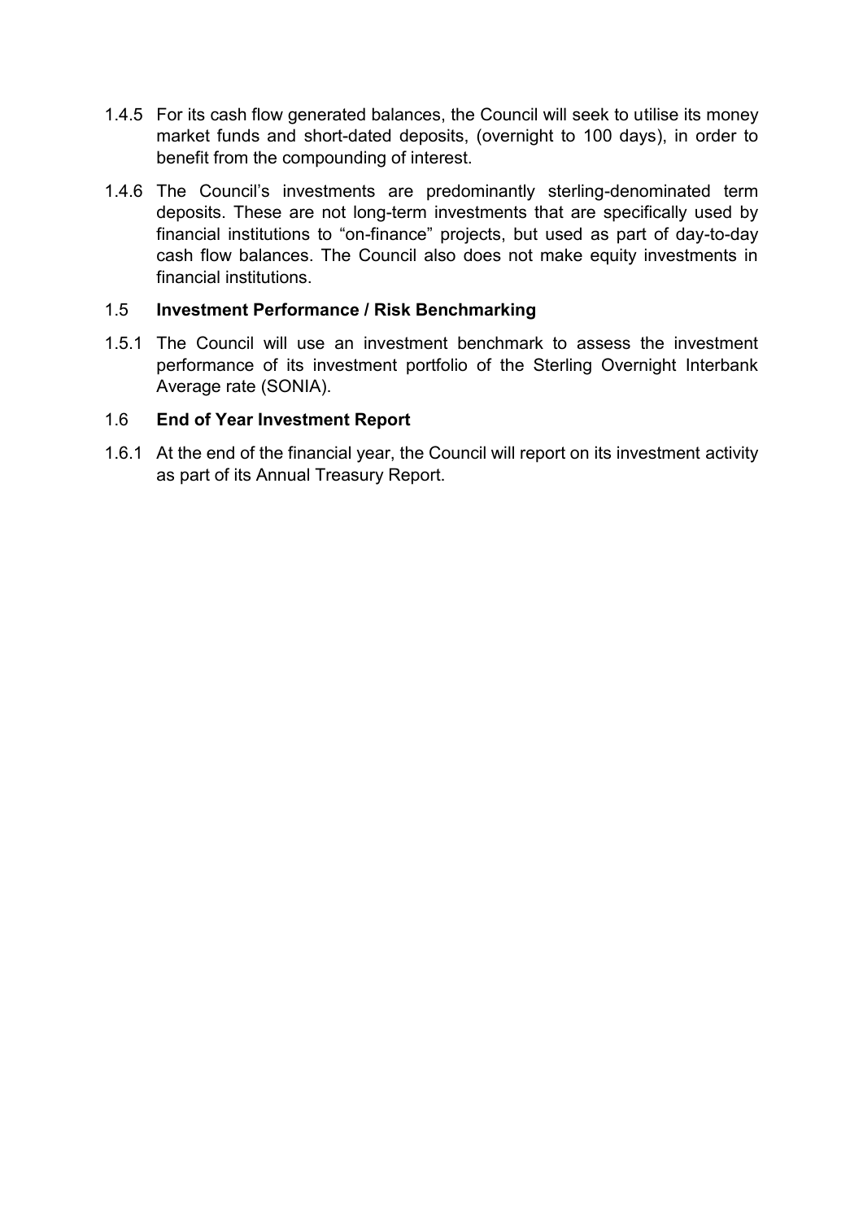1.4.5 For its cash flow generated balances, the Council will seek to utilise its money market funds and short-dated deposits, (overnight to 100 days), in order to benefit from the compounding of interest.

1.4.6 The Council's investments are predominantly sterling-denominated term deposits. These are not long-term investments that are specifically used by financial institutions to "on-finance" projects, but used as part of day-to-day cash flow balances. The Council also does not make equity investments in financial institutions.

### 1.5 Investment Performance / Risk Benchmarking

1.5.1 The Council will use an investment benchmark to assess the investment performance of its investment portfolio of the Sterling Overnight Interbank Average rate (SONIA).

### 1.6 End of Year Investment Report

1.6.1 At the end of the financial year, the Council will report on its investment activity as part of its Annual Treasury Report.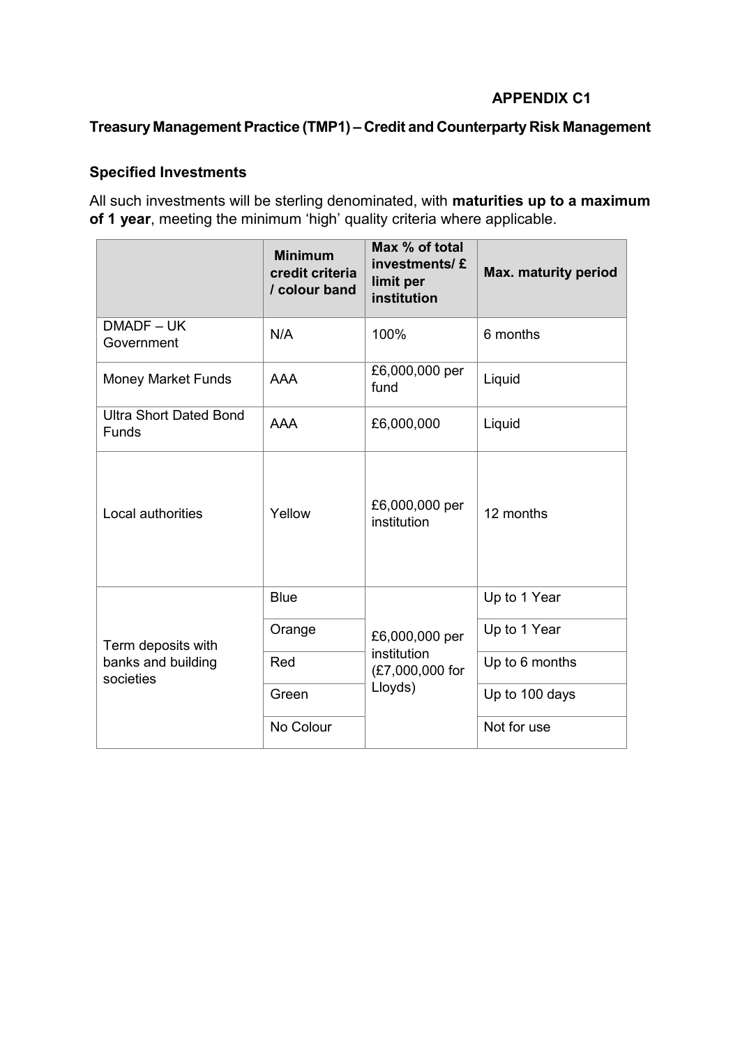**APPENDIX C1**

## Treasury Management Practice (TMP1) – Credit and Counterparty Risk Management

### Specified Investments

All such investments will be sterling denominated, with **maturities up to a maximum of 1 year**, meeting the minimum 'high' quality criteria where applicable.

| | Minimum credit criteria / colour band | Max % of total investments/ £ limit per institution | Max. maturity period |
|---|---|---|---|
| DMADF – UK Government | N/A | 100% | 6 months |
| Money Market Funds | AAA | £6,000,000 per fund | Liquid |
| Ultra Short Dated Bond Funds | AAA | £6,000,000 | Liquid |
| Local authorities | Yellow | £6,000,000 per institution | 12 months |
| Term deposits with banks and building societies | Blue | £6,000,000 per institution (£7,000,000 for Lloyds) | Up to 1 Year |
| | Orange | | Up to 1 Year |
| | Red | | Up to 6 months |
| | Green | | Up to 100 days |
| | No Colour | | Not for use |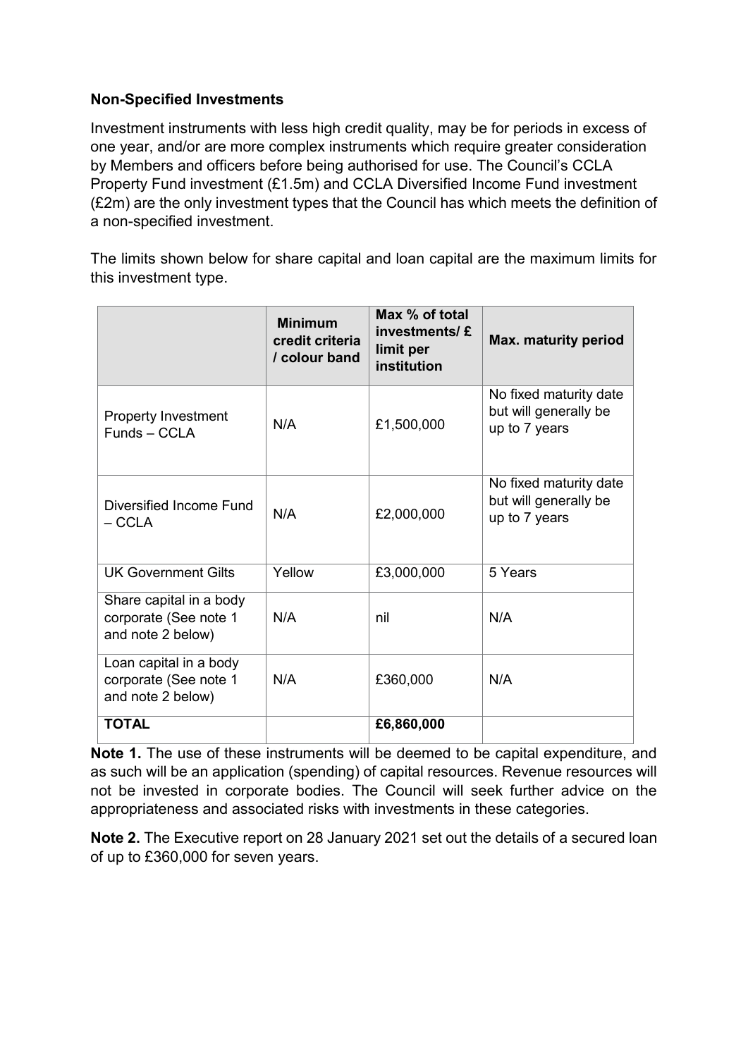**Non-Specified Investments**

Investment instruments with less high credit quality, may be for periods in excess of one year, and/or are more complex instruments which require greater consideration by Members and officers before being authorised for use. The Council's CCLA Property Fund investment (£1.5m) and CCLA Diversified Income Fund investment (£2m) are the only investment types that the Council has which meets the definition of a non-specified investment.

The limits shown below for share capital and loan capital are the maximum limits for this investment type.

| | **Minimum credit criteria / colour band** | **Max % of total investments/ £ limit per institution** | **Max. maturity period** |
|---|---|---|---|
| Property Investment Funds – CCLA | N/A | £1,500,000 | No fixed maturity date but will generally be up to 7 years |
| Diversified Income Fund – CCLA | N/A | £2,000,000 | No fixed maturity date but will generally be up to 7 years |
| UK Government Gilts | Yellow | £3,000,000 | 5 Years |
| Share capital in a body corporate (See note 1 and note 2 below) | N/A | nil | N/A |
| Loan capital in a body corporate (See note 1 and note 2 below) | N/A | £360,000 | N/A |
| **TOTAL** | | **£6,860,000** | |

**Note 1.** The use of these instruments will be deemed to be capital expenditure, and as such will be an application (spending) of capital resources. Revenue resources will not be invested in corporate bodies. The Council will seek further advice on the appropriateness and associated risks with investments in these categories.

**Note 2.** The Executive report on 28 January 2021 set out the details of a secured loan of up to £360,000 for seven years.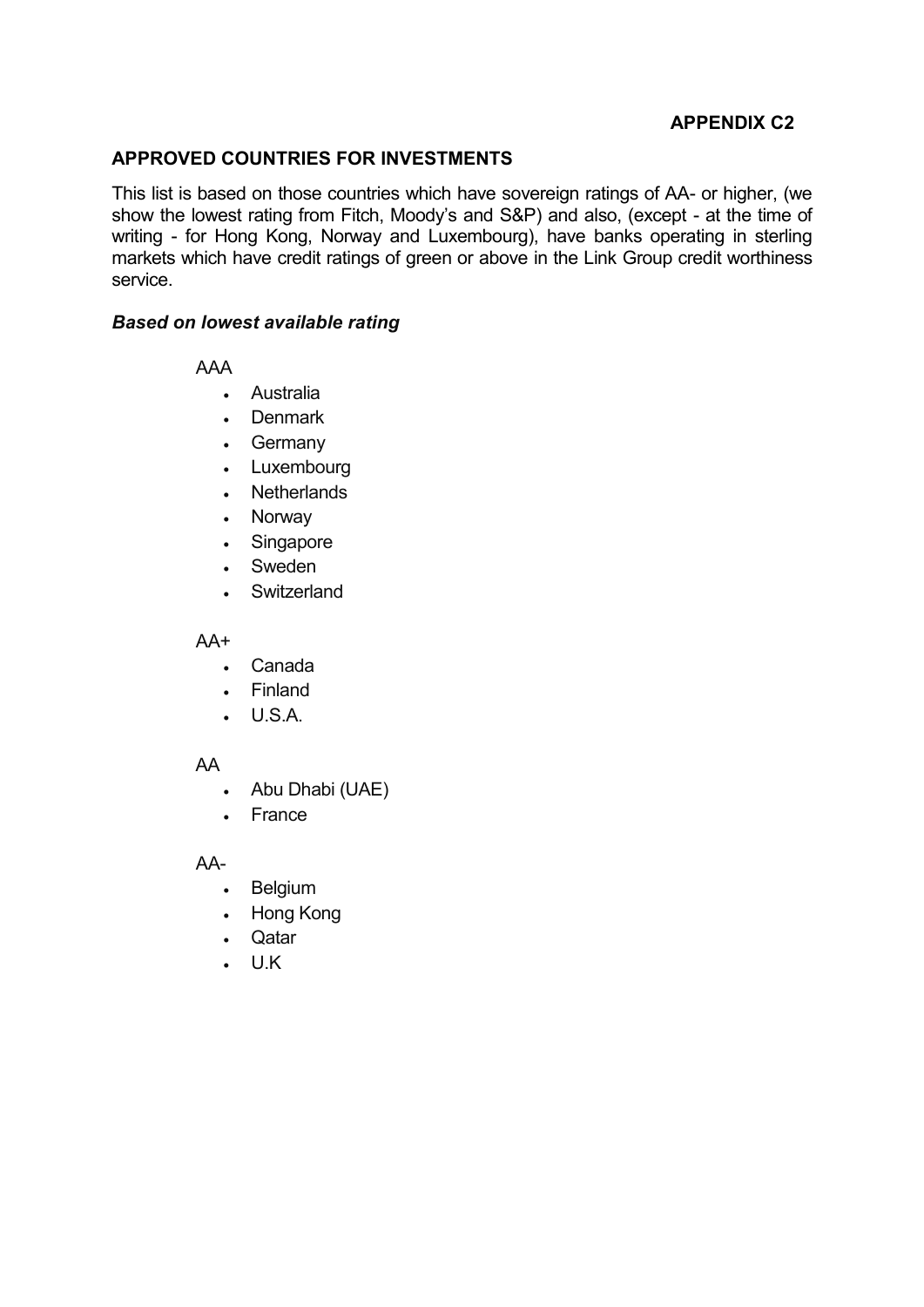**APPENDIX C2**

## APPROVED COUNTRIES FOR INVESTMENTS

This list is based on those countries which have sovereign ratings of AA- or higher, (we show the lowest rating from Fitch, Moody's and S&P) and also, (except - at the time of writing - for Hong Kong, Norway and Luxembourg), have banks operating in sterling markets which have credit ratings of green or above in the Link Group credit worthiness service.

***Based on lowest available rating***

AAA

- Australia
- Denmark
- Germany
- Luxembourg
- Netherlands
- Norway
- Singapore
- Sweden
- Switzerland

AA+

- Canada
- Finland
- U.S.A.

AA

- Abu Dhabi (UAE)
- France

AA-

- Belgium
- Hong Kong
- Qatar
- U.K